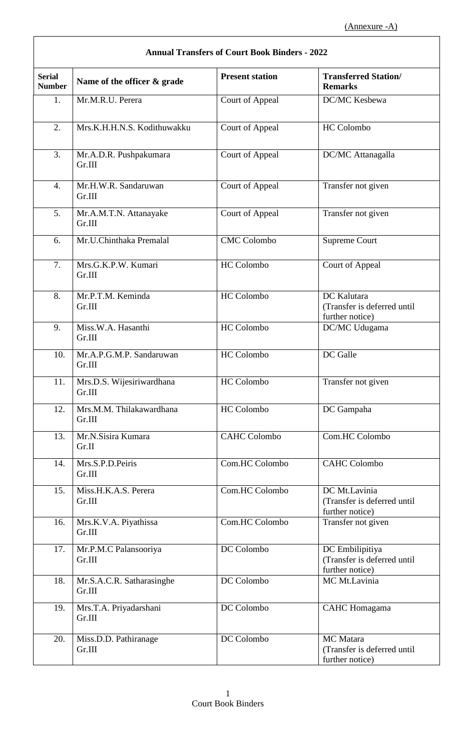(Annexure -A)

| **Annual Transfers of Court Book Binders - 2022** | | | |
|---|---|---|---|
| **Serial Number** | **Name of the officer & grade** | **Present station** | **Transferred Station/ Remarks** |
| 1. | Mr.M.R.U. Perera | Court of Appeal | DC/MC Kesbewa |
| 2. | Mrs.K.H.H.N.S. Kodithuwakku | Court of Appeal | HC Colombo |
| 3. | Mr.A.D.R. Pushpakumara Gr.III | Court of Appeal | DC/MC Attanagalla |
| 4. | Mr.H.W.R. Sandaruwan Gr.III | Court of Appeal | Transfer not given |
| 5. | Mr.A.M.T.N. Attanayake Gr.III | Court of Appeal | Transfer not given |
| 6. | Mr.U.Chinthaka Premalal | CMC Colombo | Supreme Court |
| 7. | Mrs.G.K.P.W. Kumari Gr.III | HC Colombo | Court of Appeal |
| 8. | Mr.P.T.M. Keminda Gr.III | HC Colombo | DC Kalutara (Transfer is deferred until further notice) |
| 9. | Miss.W.A. Hasanthi Gr.III | HC Colombo | DC/MC Udugama |
| 10. | Mr.A.P.G.M.P. Sandaruwan Gr.III | HC Colombo | DC Galle |
| 11. | Mrs.D.S. Wijesiriwardhana Gr.III | HC Colombo | Transfer not given |
| 12. | Mrs.M.M. Thilakawardhana Gr.III | HC Colombo | DC Gampaha |
| 13. | Mr.N.Sisira Kumara Gr.II | CAHC Colombo | Com.HC Colombo |
| 14. | Mrs.S.P.D.Peiris Gr.III | Com.HC Colombo | CAHC Colombo |
| 15. | Miss.H.K.A.S. Perera Gr.III | Com.HC Colombo | DC Mt.Lavinia (Transfer is deferred until further notice) |
| 16. | Mrs.K.V.A. Piyathissa Gr.III | Com.HC Colombo | Transfer not given |
| 17. | Mr.P.M.C Palansooriya Gr.III | DC Colombo | DC Embilipitiya (Transfer is deferred until further notice) |
| 18. | Mr.S.A.C.R. Satharasinghe Gr.III | DC Colombo | MC Mt.Lavinia |
| 19. | Mrs.T.A. Priyadarshani Gr.III | DC Colombo | CAHC Homagama |
| 20. | Miss.D.D. Pathiranage Gr.III | DC Colombo | MC Matara (Transfer is deferred until further notice) |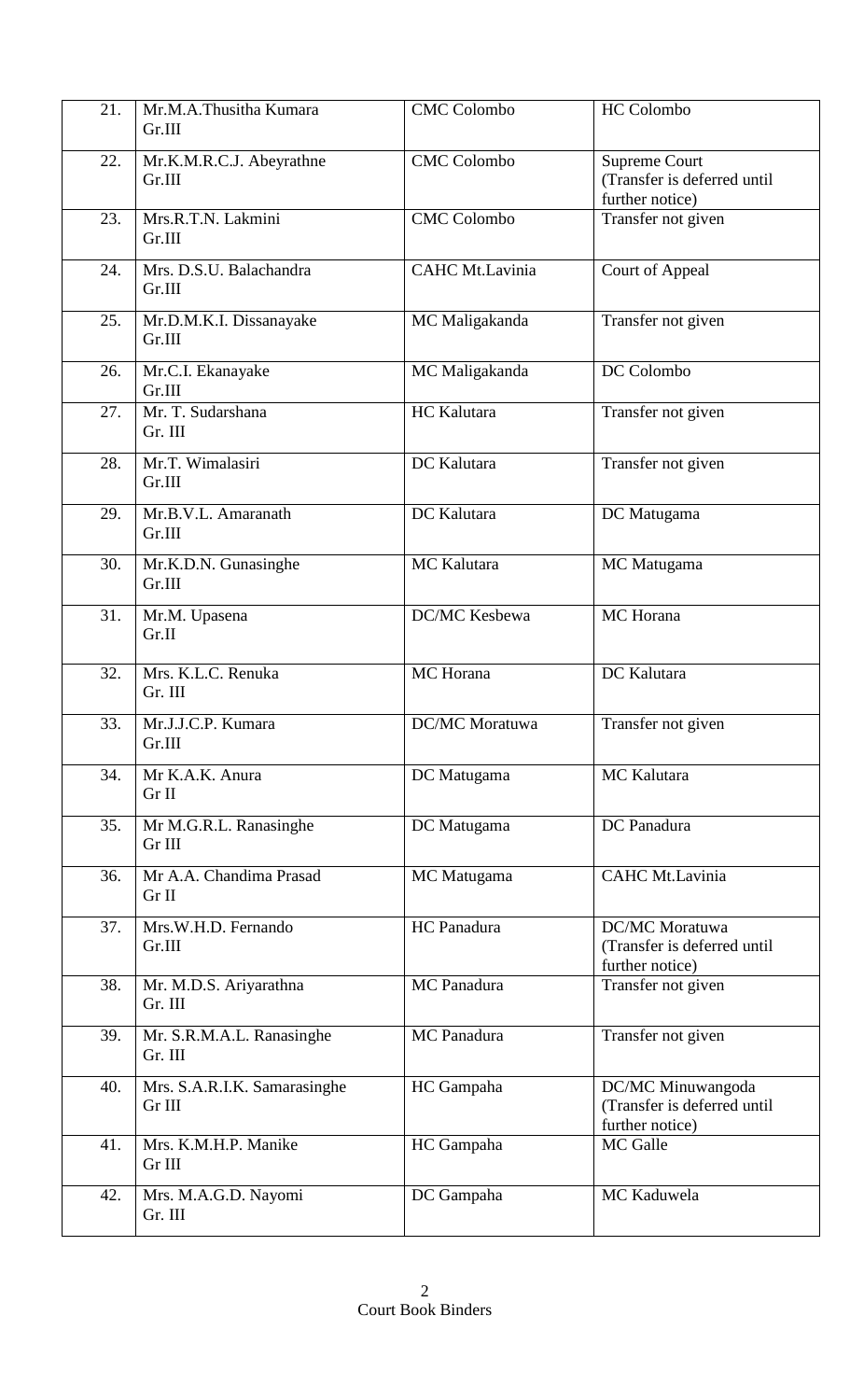| | | | |
|---|---|---|---|
| 21. | Mr.M.A.Thusitha Kumara Gr.III | CMC Colombo | HC Colombo |
| 22. | Mr.K.M.R.C.J. Abeyrathne Gr.III | CMC Colombo | Supreme Court (Transfer is deferred until further notice) |
| 23. | Mrs.R.T.N. Lakmini Gr.III | CMC Colombo | Transfer not given |
| 24. | Mrs. D.S.U. Balachandra Gr.III | CAHC Mt.Lavinia | Court of Appeal |
| 25. | Mr.D.M.K.I. Dissanayake Gr.III | MC Maligakanda | Transfer not given |
| 26. | Mr.C.I. Ekanayake Gr.III | MC Maligakanda | DC Colombo |
| 27. | Mr. T. Sudarshana Gr. III | HC Kalutara | Transfer not given |
| 28. | Mr.T. Wimalasiri Gr.III | DC Kalutara | Transfer not given |
| 29. | Mr.B.V.L. Amaranath Gr.III | DC Kalutara | DC Matugama |
| 30. | Mr.K.D.N. Gunasinghe Gr.III | MC Kalutara | MC Matugama |
| 31. | Mr.M. Upasena Gr.II | DC/MC Kesbewa | MC Horana |
| 32. | Mrs. K.L.C. Renuka Gr. III | MC Horana | DC Kalutara |
| 33. | Mr.J.J.C.P. Kumara Gr.III | DC/MC Moratuwa | Transfer not given |
| 34. | Mr K.A.K. Anura Gr II | DC Matugama | MC Kalutara |
| 35. | Mr M.G.R.L. Ranasinghe Gr III | DC Matugama | DC Panadura |
| 36. | Mr A.A. Chandima Prasad Gr II | MC Matugama | CAHC Mt.Lavinia |
| 37. | Mrs.W.H.D. Fernando Gr.III | HC Panadura | DC/MC Moratuwa (Transfer is deferred until further notice) |
| 38. | Mr. M.D.S. Ariyarathna Gr. III | MC Panadura | Transfer not given |
| 39. | Mr. S.R.M.A.L. Ranasinghe Gr. III | MC Panadura | Transfer not given |
| 40. | Mrs. S.A.R.I.K. Samarasinghe Gr III | HC Gampaha | DC/MC Minuwangoda (Transfer is deferred until further notice) |
| 41. | Mrs. K.M.H.P. Manike Gr III | HC Gampaha | MC Galle |
| 42. | Mrs. M.A.G.D. Nayomi Gr. III | DC Gampaha | MC Kaduwela |

Court Book Binders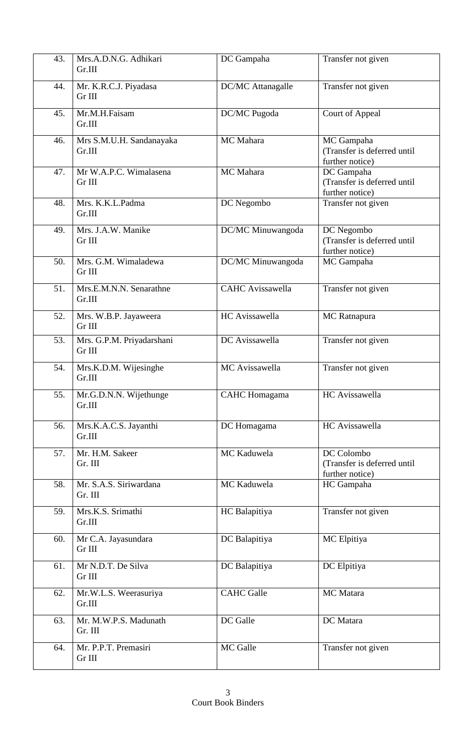| 43. | Mrs.A.D.N.G. Adhikari<br>Gr.III | DC Gampaha | Transfer not given |
|---|---|---|---|
| 44. | Mr. K.R.C.J. Piyadasa<br>Gr III | DC/MC Attanagalle | Transfer not given |
| 45. | Mr.M.H.Faisam<br>Gr.III | DC/MC Pugoda | Court of Appeal |
| 46. | Mrs S.M.U.H. Sandanayaka<br>Gr.III | MC Mahara | MC Gampaha<br>(Transfer is deferred until further notice) |
| 47. | Mr W.A.P.C. Wimalasena<br>Gr III | MC Mahara | DC Gampaha<br>(Transfer is deferred until further notice) |
| 48. | Mrs. K.K.L.Padma<br>Gr.III | DC Negombo | Transfer not given |
| 49. | Mrs. J.A.W. Manike<br>Gr III | DC/MC Minuwangoda | DC Negombo<br>(Transfer is deferred until further notice) |
| 50. | Mrs. G.M. Wimaladewa<br>Gr III | DC/MC Minuwangoda | MC Gampaha |
| 51. | Mrs.E.M.N.N. Senarathne<br>Gr.III | CAHC Avissawella | Transfer not given |
| 52. | Mrs. W.B.P. Jayaweera<br>Gr III | HC Avissawella | MC Ratnapura |
| 53. | Mrs. G.P.M. Priyadarshani<br>Gr III | DC Avissawella | Transfer not given |
| 54. | Mrs.K.D.M. Wijesinghe<br>Gr.III | MC Avissawella | Transfer not given |
| 55. | Mr.G.D.N.N. Wijethunge<br>Gr.III | CAHC Homagama | HC Avissawella |
| 56. | Mrs.K.A.C.S. Jayanthi<br>Gr.III | DC Homagama | HC Avissawella |
| 57. | Mr. H.M. Sakeer<br>Gr. III | MC Kaduwela | DC Colombo<br>(Transfer is deferred until further notice) |
| 58. | Mr. S.A.S. Siriwardana<br>Gr. III | MC Kaduwela | HC Gampaha |
| 59. | Mrs.K.S. Srimathi<br>Gr.III | HC Balapitiya | Transfer not given |
| 60. | Mr C.A. Jayasundara<br>Gr III | DC Balapitiya | MC Elpitiya |
| 61. | Mr N.D.T. De Silva<br>Gr III | DC Balapitiya | DC Elpitiya |
| 62. | Mr.W.L.S. Weerasuriya<br>Gr.III | CAHC Galle | MC Matara |
| 63. | Mr. M.W.P.S. Madunath<br>Gr. III | DC Galle | DC Matara |
| 64. | Mr. P.P.T. Premasiri<br>Gr III | MC Galle | Transfer not given |

Court Book Binders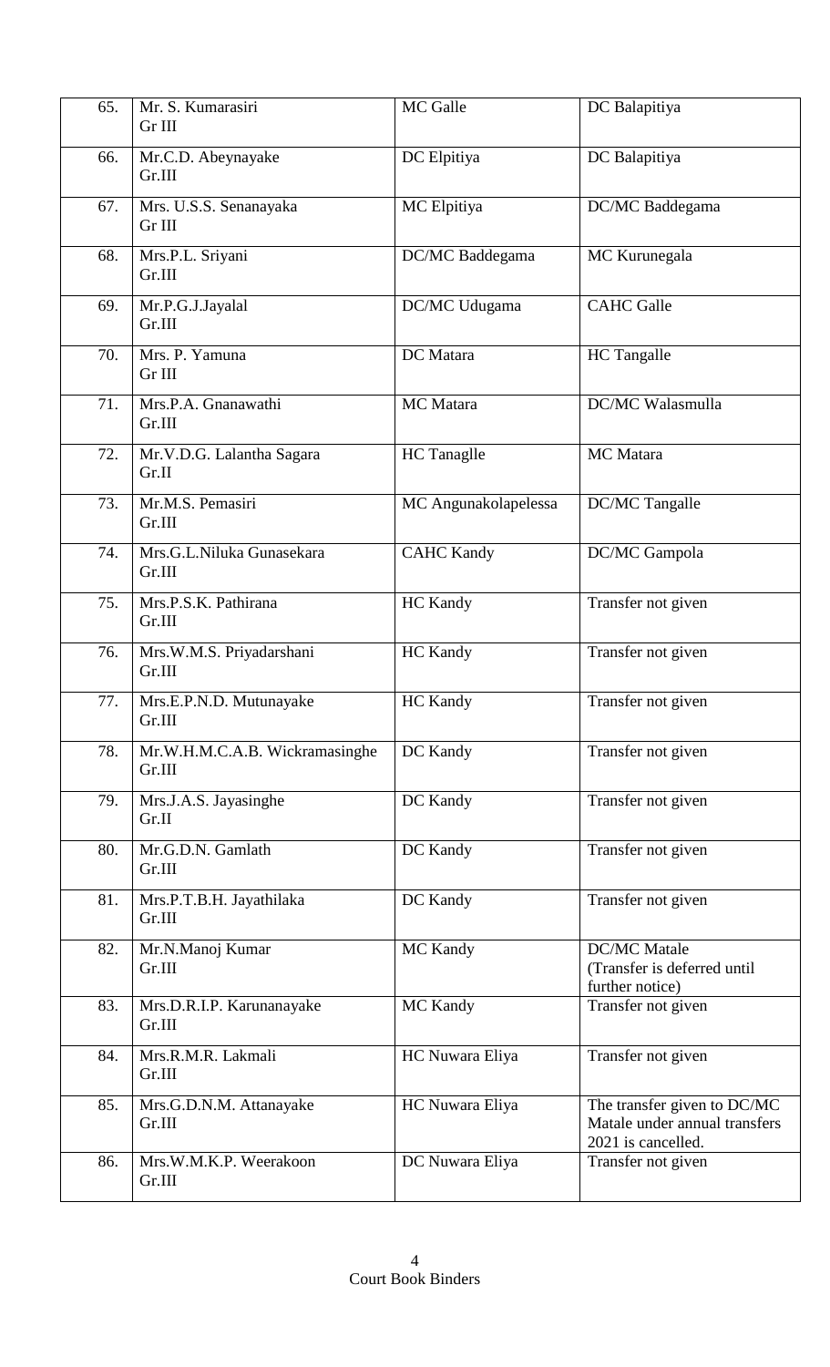| 65. | Mr. S. Kumarasiri Gr III | MC Galle | DC Balapitiya |
|---|---|---|---|
| 66. | Mr.C.D. Abeynayake Gr.III | DC Elpitiya | DC Balapitiya |
| 67. | Mrs. U.S.S. Senanayaka Gr III | MC Elpitiya | DC/MC Baddegama |
| 68. | Mrs.P.L. Sriyani Gr.III | DC/MC Baddegama | MC Kurunegala |
| 69. | Mr.P.G.J.Jayalal Gr.III | DC/MC Udugama | CAHC Galle |
| 70. | Mrs. P. Yamuna Gr III | DC Matara | HC Tangalle |
| 71. | Mrs.P.A. Gnanawathi Gr.III | MC Matara | DC/MC Walasmulla |
| 72. | Mr.V.D.G. Lalantha Sagara Gr.II | HC Tanaglle | MC Matara |
| 73. | Mr.M.S. Pemasiri Gr.III | MC Angunakolapelessa | DC/MC Tangalle |
| 74. | Mrs.G.L.Niluka Gunasekara Gr.III | CAHC Kandy | DC/MC Gampola |
| 75. | Mrs.P.S.K. Pathirana Gr.III | HC Kandy | Transfer not given |
| 76. | Mrs.W.M.S. Priyadarshani Gr.III | HC Kandy | Transfer not given |
| 77. | Mrs.E.P.N.D. Mutunayake Gr.III | HC Kandy | Transfer not given |
| 78. | Mr.W.H.M.C.A.B. Wickramasinghe Gr.III | DC Kandy | Transfer not given |
| 79. | Mrs.J.A.S. Jayasinghe Gr.II | DC Kandy | Transfer not given |
| 80. | Mr.G.D.N. Gamlath Gr.III | DC Kandy | Transfer not given |
| 81. | Mrs.P.T.B.H. Jayathilaka Gr.III | DC Kandy | Transfer not given |
| 82. | Mr.N.Manoj Kumar Gr.III | MC Kandy | DC/MC Matale (Transfer is deferred until further notice) |
| 83. | Mrs.D.R.I.P. Karunanayake Gr.III | MC Kandy | Transfer not given |
| 84. | Mrs.R.M.R. Lakmali Gr.III | HC Nuwara Eliya | Transfer not given |
| 85. | Mrs.G.D.N.M. Attanayake Gr.III | HC Nuwara Eliya | The transfer given to DC/MC Matale under annual transfers 2021 is cancelled. |
| 86. | Mrs.W.M.K.P. Weerakoon Gr.III | DC Nuwara Eliya | Transfer not given |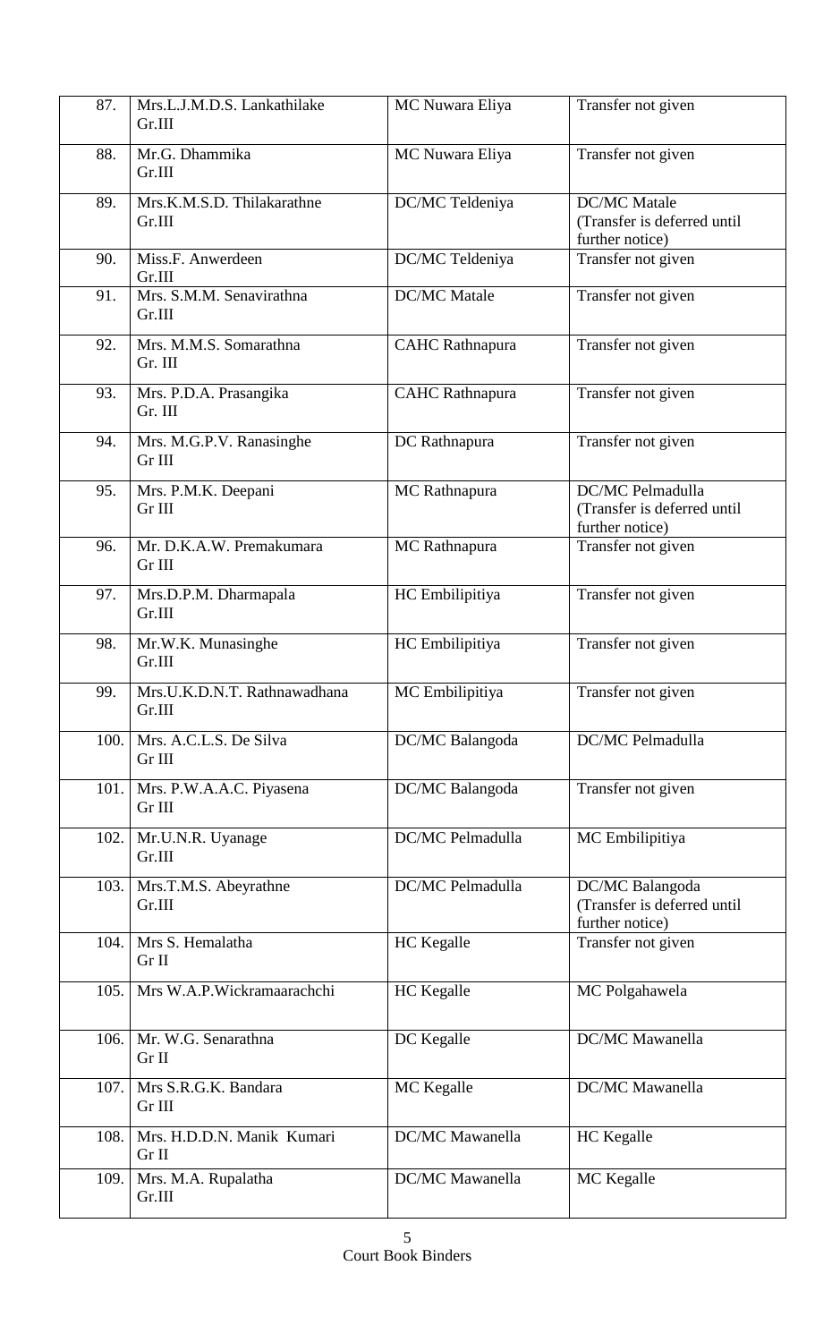| 87. | Mrs.L.J.M.D.S. Lankathilake Gr.III | MC Nuwara Eliya | Transfer not given |
|---|---|---|---|
| 88. | Mr.G. Dhammika Gr.III | MC Nuwara Eliya | Transfer not given |
| 89. | Mrs.K.M.S.D. Thilakarathne Gr.III | DC/MC Teldeniya | DC/MC Matale (Transfer is deferred until further notice) |
| 90. | Miss.F. Anwerdeen Gr.III | DC/MC Teldeniya | Transfer not given |
| 91. | Mrs. S.M.M. Senavirathna Gr.III | DC/MC Matale | Transfer not given |
| 92. | Mrs. M.M.S. Somarathna Gr. III | CAHC Rathnapura | Transfer not given |
| 93. | Mrs. P.D.A. Prasangika Gr. III | CAHC Rathnapura | Transfer not given |
| 94. | Mrs. M.G.P.V. Ranasinghe Gr III | DC Rathnapura | Transfer not given |
| 95. | Mrs. P.M.K. Deepani Gr III | MC Rathnapura | DC/MC Pelmadulla (Transfer is deferred until further notice) |
| 96. | Mr. D.K.A.W. Premakumara Gr III | MC Rathnapura | Transfer not given |
| 97. | Mrs.D.P.M. Dharmapala Gr.III | HC Embilipitiya | Transfer not given |
| 98. | Mr.W.K. Munasinghe Gr.III | HC Embilipitiya | Transfer not given |
| 99. | Mrs.U.K.D.N.T. Rathnawadhana Gr.III | MC Embilipitiya | Transfer not given |
| 100. | Mrs. A.C.L.S. De Silva Gr III | DC/MC Balangoda | DC/MC Pelmadulla |
| 101. | Mrs. P.W.A.A.C. Piyasena Gr III | DC/MC Balangoda | Transfer not given |
| 102. | Mr.U.N.R. Uyanage Gr.III | DC/MC Pelmadulla | MC Embilipitiya |
| 103. | Mrs.T.M.S. Abeyrathne Gr.III | DC/MC Pelmadulla | DC/MC Balangoda (Transfer is deferred until further notice) |
| 104. | Mrs S. Hemalatha Gr II | HC Kegalle | Transfer not given |
| 105. | Mrs W.A.P.Wickramaarachchi | HC Kegalle | MC Polgahawela |
| 106. | Mr. W.G. Senarathna Gr II | DC Kegalle | DC/MC Mawanella |
| 107. | Mrs S.R.G.K. Bandara Gr III | MC Kegalle | DC/MC Mawanella |
| 108. | Mrs. H.D.D.N. Manik Kumari Gr II | DC/MC Mawanella | HC Kegalle |
| 109. | Mrs. M.A. Rupalatha Gr.III | DC/MC Mawanella | MC Kegalle |

Court Book Binders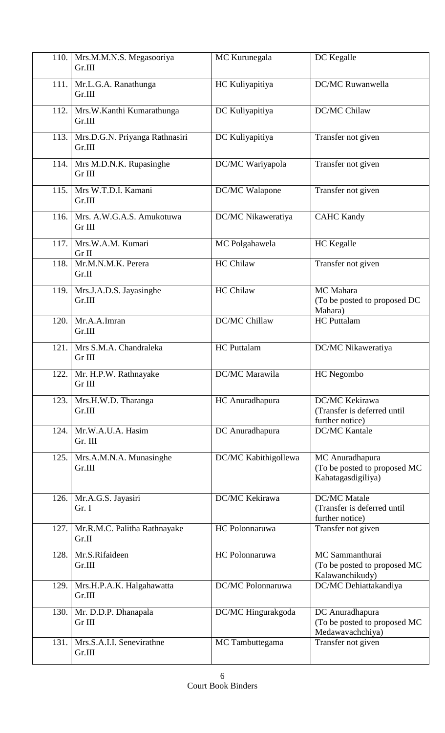| | | | |
|---|---|---|---|
| 110. | Mrs.M.M.N.S. Megasooriya Gr.III | MC Kurunegala | DC Kegalle |
| 111. | Mr.L.G.A. Ranathunga Gr.III | HC Kuliyapitiya | DC/MC Ruwanwella |
| 112. | Mrs.W.Kanthi Kumarathunga Gr.III | DC Kuliyapitiya | DC/MC Chilaw |
| 113. | Mrs.D.G.N. Priyanga Rathnasiri Gr.III | DC Kuliyapitiya | Transfer not given |
| 114. | Mrs M.D.N.K. Rupasinghe Gr III | DC/MC Wariyapola | Transfer not given |
| 115. | Mrs W.T.D.I. Kamani Gr.III | DC/MC Walapone | Transfer not given |
| 116. | Mrs. A.W.G.A.S. Amukotuwa Gr III | DC/MC Nikaweratiya | CAHC Kandy |
| 117. | Mrs.W.A.M. Kumari Gr II | MC Polgahawela | HC Kegalle |
| 118. | Mr.M.N.M.K. Perera Gr.II | HC Chilaw | Transfer not given |
| 119. | Mrs.J.A.D.S. Jayasinghe Gr.III | HC Chilaw | MC Mahara (To be posted to proposed DC Mahara) |
| 120. | Mr.A.A.Imran Gr.III | DC/MC Chillaw | HC Puttalam |
| 121. | Mrs S.M.A. Chandraleka Gr III | HC Puttalam | DC/MC Nikaweratiya |
| 122. | Mr. H.P.W. Rathnayake Gr III | DC/MC Marawila | HC Negombo |
| 123. | Mrs.H.W.D. Tharanga Gr.III | HC Anuradhapura | DC/MC Kekirawa (Transfer is deferred until further notice) |
| 124. | Mr.W.A.U.A. Hasim Gr. III | DC Anuradhapura | DC/MC Kantale |
| 125. | Mrs.A.M.N.A. Munasinghe Gr.III | DC/MC Kabithigollewa | MC Anuradhapura (To be posted to proposed MC Kahatagasdigiliya) |
| 126. | Mr.A.G.S. Jayasiri Gr. I | DC/MC Kekirawa | DC/MC Matale (Transfer is deferred until further notice) |
| 127. | Mr.R.M.C. Palitha Rathnayake Gr.II | HC Polonnaruwa | Transfer not given |
| 128. | Mr.S.Rifaideen Gr.III | HC Polonnaruwa | MC Sammanthurai (To be posted to proposed MC Kalawanchikudy) |
| 129. | Mrs.H.P.A.K. Halgahawatta Gr.III | DC/MC Polonnaruwa | DC/MC Dehiattakandiya |
| 130. | Mr. D.D.P. Dhanapala Gr III | DC/MC Hingurakgoda | DC Anuradhapura (To be posted to proposed MC Medawavachchiya) |
| 131. | Mrs.S.A.I.I. Senevirathne Gr.III | MC Tambuttegama | Transfer not given |

Court Book Binders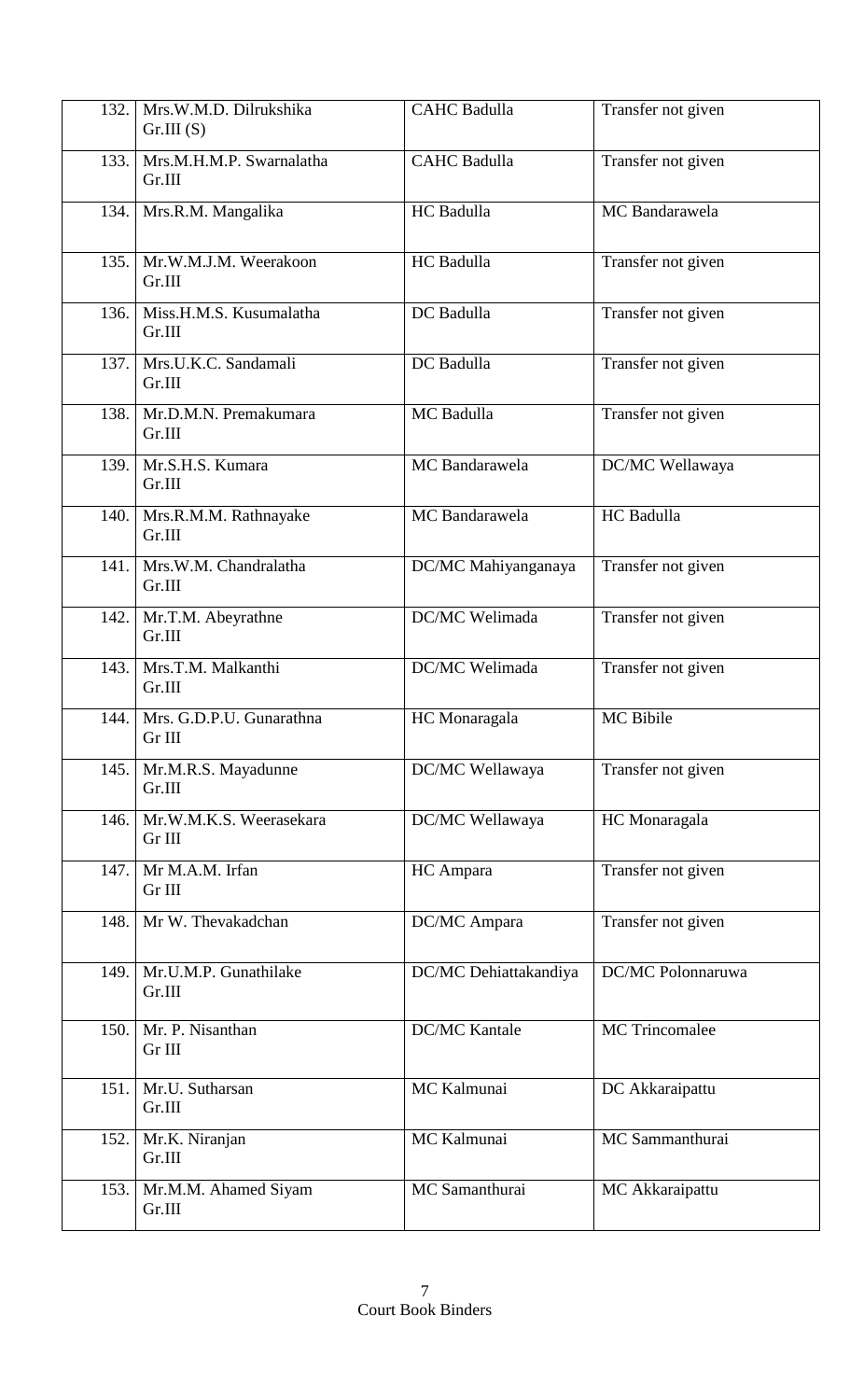| | | | |
|---|---|---|---|
| 132. | Mrs.W.M.D. Dilrukshika Gr.III (S) | CAHC Badulla | Transfer not given |
| 133. | Mrs.M.H.M.P. Swarnalatha Gr.III | CAHC Badulla | Transfer not given |
| 134. | Mrs.R.M. Mangalika | HC Badulla | MC Bandarawela |
| 135. | Mr.W.M.J.M. Weerakoon Gr.III | HC Badulla | Transfer not given |
| 136. | Miss.H.M.S. Kusumalatha Gr.III | DC Badulla | Transfer not given |
| 137. | Mrs.U.K.C. Sandamali Gr.III | DC Badulla | Transfer not given |
| 138. | Mr.D.M.N. Premakumara Gr.III | MC Badulla | Transfer not given |
| 139. | Mr.S.H.S. Kumara Gr.III | MC Bandarawela | DC/MC Wellawaya |
| 140. | Mrs.R.M.M. Rathnayake Gr.III | MC Bandarawela | HC Badulla |
| 141. | Mrs.W.M. Chandralatha Gr.III | DC/MC Mahiyanganaya | Transfer not given |
| 142. | Mr.T.M. Abeyrathne Gr.III | DC/MC Welimada | Transfer not given |
| 143. | Mrs.T.M. Malkanthi Gr.III | DC/MC Welimada | Transfer not given |
| 144. | Mrs. G.D.P.U. Gunarathna Gr III | HC Monaragala | MC Bibile |
| 145. | Mr.M.R.S. Mayadunne Gr.III | DC/MC Wellawaya | Transfer not given |
| 146. | Mr.W.M.K.S. Weerasekara Gr III | DC/MC Wellawaya | HC Monaragala |
| 147. | Mr M.A.M. Irfan Gr III | HC Ampara | Transfer not given |
| 148. | Mr W. Thevakadchan | DC/MC Ampara | Transfer not given |
| 149. | Mr.U.M.P. Gunathilake Gr.III | DC/MC Dehiattakandiya | DC/MC Polonnaruwa |
| 150. | Mr. P. Nisanthan Gr III | DC/MC Kantale | MC Trincomalee |
| 151. | Mr.U. Sutharsan Gr.III | MC Kalmunai | DC Akkaraipattu |
| 152. | Mr.K. Niranjan Gr.III | MC Kalmunai | MC Sammanthurai |
| 153. | Mr.M.M. Ahamed Siyam Gr.III | MC Samanthurai | MC Akkaraipattu |

Court Book Binders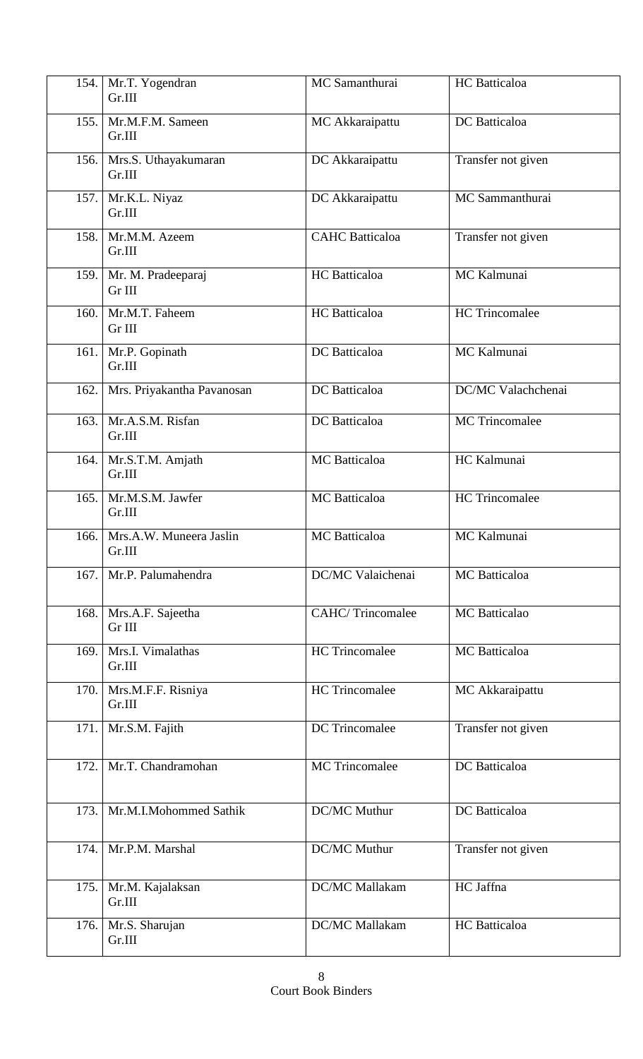| | | | |
|---|---|---|---|
| 154. | Mr.T. Yogendran Gr.III | MC Samanthurai | HC Batticaloa |
| 155. | Mr.M.F.M. Sameen Gr.III | MC Akkaraipattu | DC Batticaloa |
| 156. | Mrs.S. Uthayakumaran Gr.III | DC Akkaraipattu | Transfer not given |
| 157. | Mr.K.L. Niyaz Gr.III | DC Akkaraipattu | MC Sammanthurai |
| 158. | Mr.M.M. Azeem Gr.III | CAHC Batticaloa | Transfer not given |
| 159. | Mr. M. Pradeeparaj Gr III | HC Batticaloa | MC Kalmunai |
| 160. | Mr.M.T. Faheem Gr III | HC Batticaloa | HC Trincomalee |
| 161. | Mr.P. Gopinath Gr.III | DC Batticaloa | MC Kalmunai |
| 162. | Mrs. Priyakantha Pavanosan | DC Batticaloa | DC/MC Valachchenai |
| 163. | Mr.A.S.M. Risfan Gr.III | DC Batticaloa | MC Trincomalee |
| 164. | Mr.S.T.M. Amjath Gr.III | MC Batticaloa | HC Kalmunai |
| 165. | Mr.M.S.M. Jawfer Gr.III | MC Batticaloa | HC Trincomalee |
| 166. | Mrs.A.W. Muneera Jaslin Gr.III | MC Batticaloa | MC Kalmunai |
| 167. | Mr.P. Palumahendra | DC/MC Valaichenai | MC Batticaloa |
| 168. | Mrs.A.F. Sajeetha Gr III | CAHC/ Trincomalee | MC Batticalao |
| 169. | Mrs.I. Vimalathas Gr.III | HC Trincomalee | MC Batticaloa |
| 170. | Mrs.M.F.F. Risniya Gr.III | HC Trincomalee | MC Akkaraipattu |
| 171. | Mr.S.M. Fajith | DC Trincomalee | Transfer not given |
| 172. | Mr.T. Chandramohan | MC Trincomalee | DC Batticaloa |
| 173. | Mr.M.I.Mohommed Sathik | DC/MC Muthur | DC Batticaloa |
| 174. | Mr.P.M. Marshal | DC/MC Muthur | Transfer not given |
| 175. | Mr.M. Kajalaksan Gr.III | DC/MC Mallakam | HC Jaffna |
| 176. | Mr.S. Sharujan Gr.III | DC/MC Mallakam | HC Batticaloa |

Court Book Binders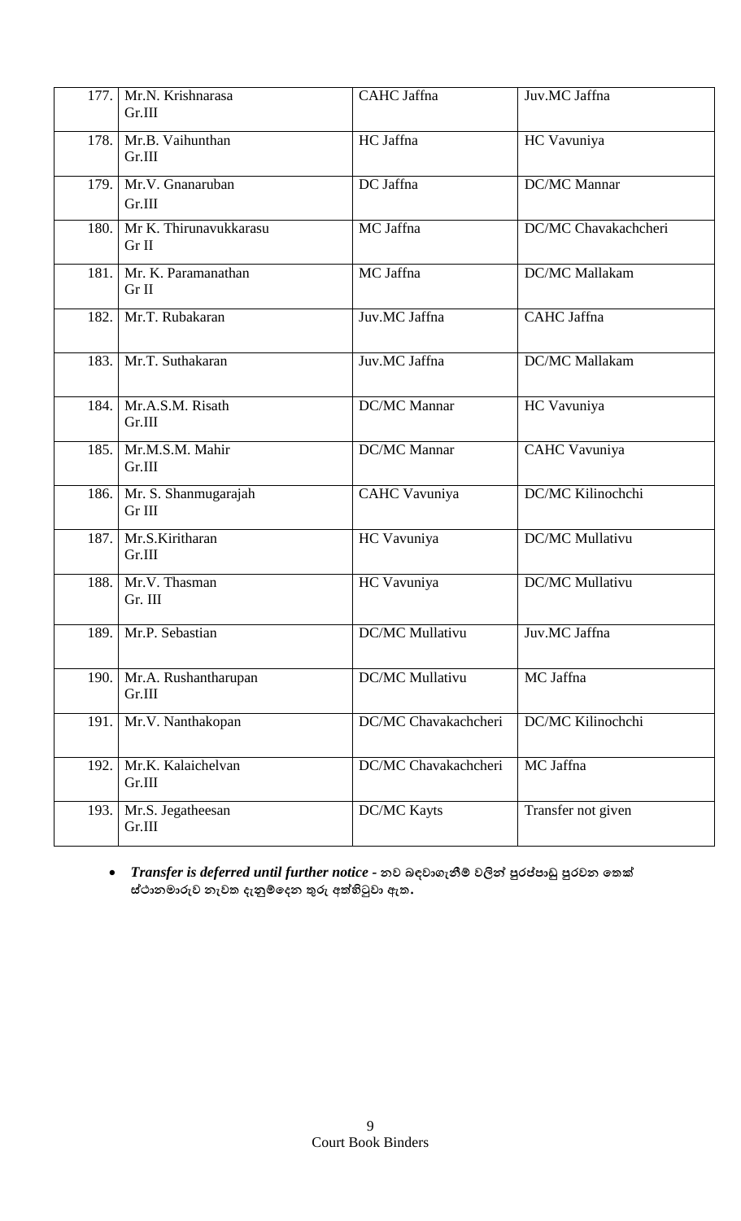| | | | |
|---|---|---|---|
| 177. | Mr.N. Krishnarasa<br>Gr.III | CAHC Jaffna | Juv.MC Jaffna |
| 178. | Mr.B. Vaihunthan<br>Gr.III | HC Jaffna | HC Vavuniya |
| 179. | Mr.V. Gnanaruban<br>Gr.III | DC Jaffna | DC/MC Mannar |
| 180. | Mr K. Thirunavukkarasu<br>Gr II | MC Jaffna | DC/MC Chavakachcheri |
| 181. | Mr. K. Paramanathan<br>Gr II | MC Jaffna | DC/MC Mallakam |
| 182. | Mr.T. Rubakaran | Juv.MC Jaffna | CAHC Jaffna |
| 183. | Mr.T. Suthakaran | Juv.MC Jaffna | DC/MC Mallakam |
| 184. | Mr.A.S.M. Risath<br>Gr.III | DC/MC Mannar | HC Vavuniya |
| 185. | Mr.M.S.M. Mahir<br>Gr.III | DC/MC Mannar | CAHC Vavuniya |
| 186. | Mr. S. Shanmugarajah<br>Gr III | CAHC Vavuniya | DC/MC Kilinochchi |
| 187. | Mr.S.Kiritharan<br>Gr.III | HC Vavuniya | DC/MC Mullativu |
| 188. | Mr.V. Thasman<br>Gr. III | HC Vavuniya | DC/MC Mullativu |
| 189. | Mr.P. Sebastian | DC/MC Mullativu | Juv.MC Jaffna |
| 190. | Mr.A. Rushantharupan<br>Gr.III | DC/MC Mullativu | MC Jaffna |
| 191. | Mr.V. Nanthakopan | DC/MC Chavakachcheri | DC/MC Kilinochchi |
| 192. | Mr.K. Kalaichelvan<br>Gr.III | DC/MC Chavakachcheri | MC Jaffna |
| 193. | Mr.S. Jegatheesan<br>Gr.III | DC/MC Kayts | Transfer not given |

- ***Transfer is deferred until further notice*** **- නව බඳවාගැනීම් වලින් පුරප්පාඩු පුරවන තෙක් ස්ථානමාරුව නැවත දැනුම්දෙන තුරු අත්හිටුවා ඇත.**

Court Book Binders